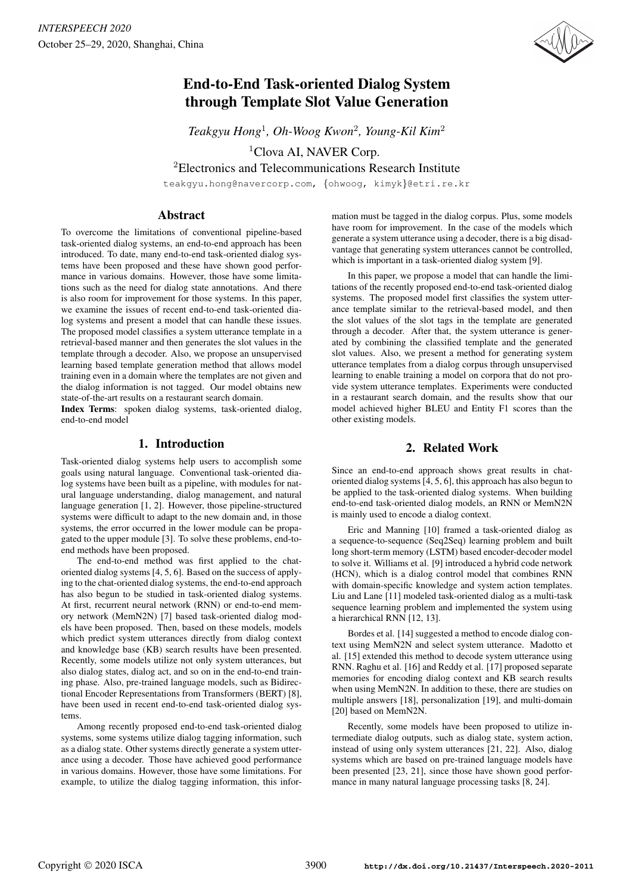# End-to-End Task-oriented Dialog System through Template Slot Value Generation

*Teakgyu Hong*[1], *Oh-Woog Kwon*[2], *Young-Kil Kim*[2]

[1]Clova AI, NAVER Corp.

[2]Electronics and Telecommunications Research Institute

teakgyu.hong@navercorp.com, {ohwoog, kimyk}@etri.re.kr

## Abstract

To overcome the limitations of conventional pipeline-based task-oriented dialog systems, an end-to-end approach has been introduced. To date, many end-to-end task-oriented dialog systems have been proposed and these have shown good performance in various domains. However, those have some limitations such as the need for dialog state annotations. And there is also room for improvement for those systems. In this paper, we examine the issues of recent end-to-end task-oriented dialog systems and present a model that can handle these issues. The proposed model classifies a system utterance template in a retrieval-based manner and then generates the slot values in the template through a decoder. Also, we propose an unsupervised learning based template generation method that allows model training even in a domain where the templates are not given and the dialog information is not tagged. Our model obtains new state-of-the-art results on a restaurant search domain.

**Index Terms**: spoken dialog systems, task-oriented dialog, end-to-end model

## 1. Introduction

Task-oriented dialog systems help users to accomplish some goals using natural language. Conventional task-oriented dialog systems have been built as a pipeline, with modules for natural language understanding, dialog management, and natural language generation [1, 2]. However, those pipeline-structured systems were difficult to adapt to the new domain and, in those systems, the error occurred in the lower module can be propagated to the upper module [3]. To solve these problems, end-to-end methods have been proposed.

The end-to-end method was first applied to the chat-oriented dialog systems [4, 5, 6]. Based on the success of applying to the chat-oriented dialog systems, the end-to-end approach has also begun to be studied in task-oriented dialog systems. At first, recurrent neural network (RNN) or end-to-end memory network (MemN2N) [7] based task-oriented dialog models have been proposed. Then, based on these models, models which predict system utterances directly from dialog context and knowledge base (KB) search results have been presented. Recently, some models utilize not only system utterances, but also dialog states, dialog act, and so on in the end-to-end training phase. Also, pre-trained language models, such as Bidirectional Encoder Representations from Transformers (BERT) [8], have been used in recent end-to-end task-oriented dialog systems.

Among recently proposed end-to-end task-oriented dialog systems, some systems utilize dialog tagging information, such as a dialog state. Other systems directly generate a system utterance using a decoder. Those have achieved good performance in various domains. However, those have some limitations. For example, to utilize the dialog tagging information, this information must be tagged in the dialog corpus. Plus, some models have room for improvement. In the case of the models which generate a system utterance using a decoder, there is a big disadvantage that generating system utterances cannot be controlled, which is important in a task-oriented dialog system [9].

In this paper, we propose a model that can handle the limitations of the recently proposed end-to-end task-oriented dialog systems. The proposed model first classifies the system utterance template similar to the retrieval-based model, and then the slot values of the slot tags in the template are generated through a decoder. After that, the system utterance is generated by combining the classified template and the generated slot values. Also, we present a method for generating system utterance templates from a dialog corpus through unsupervised learning to enable training a model on corpora that do not provide system utterance templates. Experiments were conducted in a restaurant search domain, and the results show that our model achieved higher BLEU and Entity F1 scores than the other existing models.

## 2. Related Work

Since an end-to-end approach shows great results in chat-oriented dialog systems [4, 5, 6], this approach has also begun to be applied to the task-oriented dialog systems. When building end-to-end task-oriented dialog models, an RNN or MemN2N is mainly used to encode a dialog context.

Eric and Manning [10] framed a task-oriented dialog as a sequence-to-sequence (Seq2Seq) learning problem and built long short-term memory (LSTM) based encoder-decoder model to solve it. Williams et al. [9] introduced a hybrid code network (HCN), which is a dialog control model that combines RNN with domain-specific knowledge and system action templates. Liu and Lane [11] modeled task-oriented dialog as a multi-task sequence learning problem and implemented the system using a hierarchical RNN [12, 13].

Bordes et al. [14] suggested a method to encode dialog context using MemN2N and select system utterance. Madotto et al. [15] extended this method to decode system utterance using RNN. Raghu et al. [16] and Reddy et al. [17] proposed separate memories for encoding dialog context and KB search results when using MemN2N. In addition to these, there are studies on multiple answers [18], personalization [19], and multi-domain [20] based on MemN2N.

Recently, some models have been proposed to utilize intermediate dialog outputs, such as dialog state, system action, instead of using only system utterances [21, 22]. Also, dialog systems which are based on pre-trained language models have been presented [23, 21], since those have shown good performance in many natural language processing tasks [8, 24].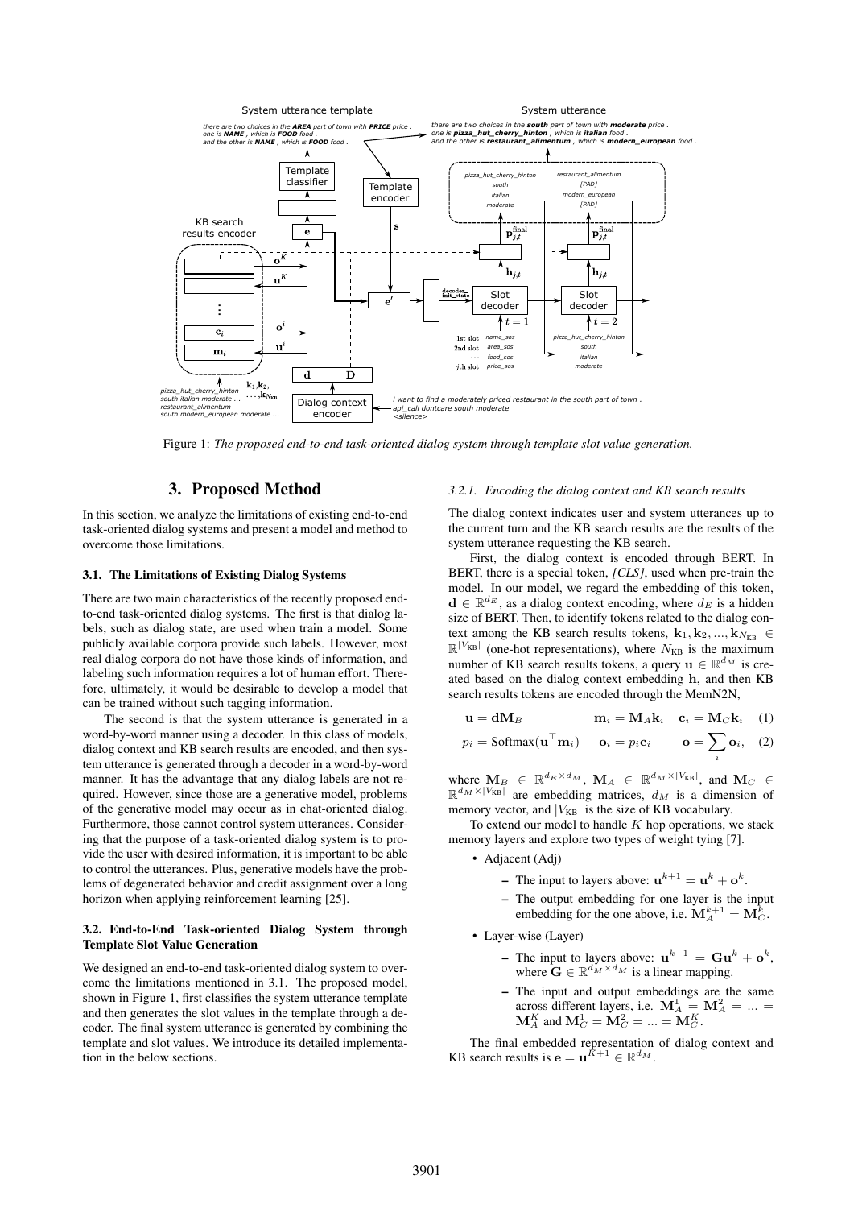Figure 1: *The proposed end-to-end task-oriented dialog system through template slot value generation.*

# 3. Proposed Method

In this section, we analyze the limitations of existing end-to-end task-oriented dialog systems and present a model and method to overcome those limitations.

## 3.1. The Limitations of Existing Dialog Systems

There are two main characteristics of the recently proposed end-to-end task-oriented dialog systems. The first is that dialog labels, such as dialog state, are used when train a model. Some publicly available corpora provide such labels. However, most real dialog corpora do not have those kinds of information, and labeling such information requires a lot of human effort. Therefore, ultimately, it would be desirable to develop a model that can be trained without such tagging information.

The second is that the system utterance is generated in a word-by-word manner using a decoder. In this class of models, dialog context and KB search results are encoded, and then system utterance is generated through a decoder in a word-by-word manner. It has the advantage that any dialog labels are not required. However, since those are a generative model, problems of the generative model may occur as in chat-oriented dialog. Furthermore, those cannot control system utterances. Considering that the purpose of a task-oriented dialog system is to provide the user with desired information, it is important to be able to control the utterances. Plus, generative models have the problems of degenerated behavior and credit assignment over a long horizon when applying reinforcement learning [25].

## 3.2. End-to-End Task-oriented Dialog System through Template Slot Value Generation

We designed an end-to-end task-oriented dialog system to overcome the limitations mentioned in 3.1. The proposed model, shown in Figure 1, first classifies the system utterance template and then generates the slot values in the template through a decoder. The final system utterance is generated by combining the template and slot values. We introduce its detailed implementation in the below sections.

### 3.2.1. Encoding the dialog context and KB search results

The dialog context indicates user and system utterances up to the current turn and the KB search results are the results of the system utterance requesting the KB search.

First, the dialog context is encoded through BERT. In BERT, there is a special token, *[CLS]*, used when pre-train the model. In our model, we regard the embedding of this token, $\mathbf{d} \in \mathbb{R}^{d_E}$, as a dialog context encoding, where $d_E$ is a hidden size of BERT. Then, to identify tokens related to the dialog context among the KB search results tokens, $\mathbf{k}_1, \mathbf{k}_2, ..., \mathbf{k}_{N_{\text{KB}}} \in \mathbb{R}^{|V_{\text{KB}}|}$ (one-hot representations), where $N_{\text{KB}}$ is the maximum number of KB search results tokens, a query $\mathbf{u} \in \mathbb{R}^{d_M}$ is created based on the dialog context embedding $\mathbf{h}$, and then KB search results tokens are encoded through the MemN2N,

$$\mathbf{u} = \mathbf{d}\mathbf{M}_B \qquad \mathbf{m}_i = \mathbf{M}_A\mathbf{k}_i \quad \mathbf{c}_i = \mathbf{M}_C\mathbf{k}_i \quad (1)$$

$$p_i = \text{Softmax}(\mathbf{u}^\top \mathbf{m}_i) \quad \mathbf{o}_i = p_i\mathbf{c}_i \quad \mathbf{o} = \sum_i \mathbf{o}_i, \quad (2)$$

where $\mathbf{M}_B \in \mathbb{R}^{d_E \times d_M}$, $\mathbf{M}_A \in \mathbb{R}^{d_M \times |V_{\text{KB}}|}$, and $\mathbf{M}_C \in \mathbb{R}^{d_M \times |V_{\text{KB}}|}$ are embedding matrices, $d_M$ is a dimension of memory vector, and $|V_{\text{KB}}|$ is the size of KB vocabulary.

To extend our model to handle $K$ hop operations, we stack memory layers and explore two types of weight tying [7].

- Adjacent (Adj)
  - The input to layers above: $\mathbf{u}^{k+1} = \mathbf{u}^k + \mathbf{o}^k$.
  - The output embedding for one layer is the input embedding for the one above, i.e. $\mathbf{M}_A^{k+1} = \mathbf{M}_C^k$.
- Layer-wise (Layer)
  - The input to layers above: $\mathbf{u}^{k+1} = \mathbf{G}\mathbf{u}^k + \mathbf{o}^k$, where $\mathbf{G} \in \mathbb{R}^{d_M \times d_M}$ is a linear mapping.
  - The input and output embeddings are the same across different layers, i.e. $\mathbf{M}_A^1 = \mathbf{M}_A^2 = ... = \mathbf{M}_A^K$ and $\mathbf{M}_C^1 = \mathbf{M}_C^2 = ... = \mathbf{M}_C^K$.

The final embedded representation of dialog context and KB search results is $\mathbf{e} = \mathbf{u}^{K+1} \in \mathbb{R}^{d_M}$.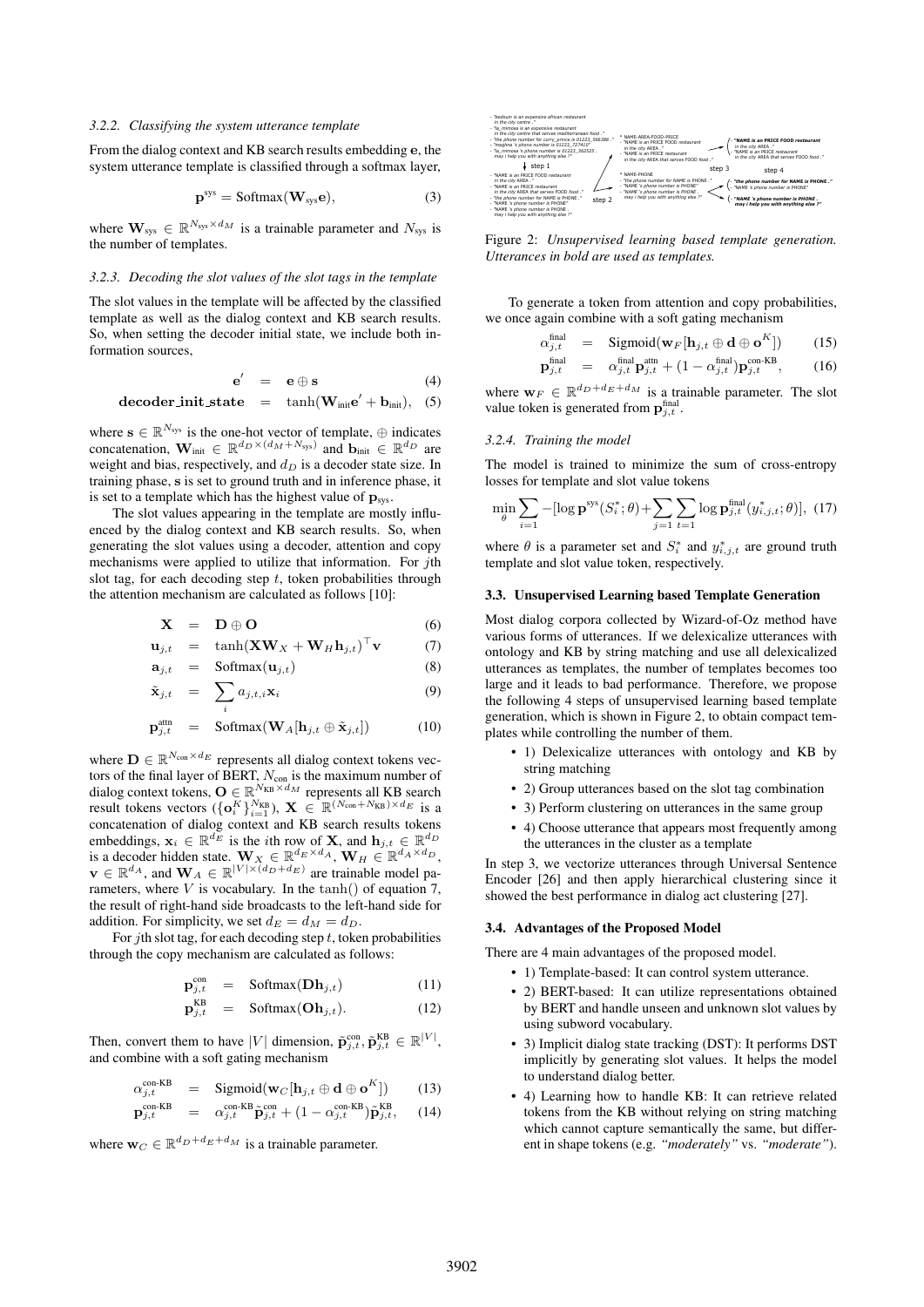#### 3.2.2. Classifying the system utterance template

From the dialog context and KB search results embedding $\mathbf{e}$, the system utterance template is classified through a softmax layer,

$$\mathbf{p}^{\text{sys}} = \text{Softmax}(\mathbf{W}_{\text{sys}}\mathbf{e}), \tag{3}$$

where $\mathbf{W}_{\text{sys}} \in \mathbb{R}^{N_{\text{sys}} \times d_M}$ is a trainable parameter and $N_{\text{sys}}$ is the number of templates.

#### 3.2.3. Decoding the slot values of the slot tags in the template

The slot values in the template will be affected by the classified template as well as the dialog context and KB search results. So, when setting the decoder initial state, we include both information sources,

$$\mathbf{e}' = \mathbf{e} \oplus \mathbf{s} \tag{4}$$

$$\textbf{decoder\_init\_state} = \tanh(\mathbf{W}_{\text{init}}\mathbf{e}' + \mathbf{b}_{\text{init}}), \tag{5}$$

where $\mathbf{s} \in \mathbb{R}^{N_{\text{sys}}}$ is the one-hot vector of template, $\oplus$ indicates concatenation, $\mathbf{W}_{\text{init}} \in \mathbb{R}^{d_D \times (d_M + N_{\text{sys}})}$ and $\mathbf{b}_{\text{init}} \in \mathbb{R}^{d_D}$ are weight and bias, respectively, and $d_D$ is a decoder state size. In training phase, $\mathbf{s}$ is set to ground truth and in inference phase, it is set to a template which has the highest value of $\mathbf{p}_{\text{sys}}$.

The slot values appearing in the template are mostly influenced by the dialog context and KB search results. So, when generating the slot values using a decoder, attention and copy mechanisms were applied to utilize that information. For $j$th slot tag, for each decoding step $t$, token probabilities through the attention mechanism are calculated as follows [10]:

$$\mathbf{X} = \mathbf{D} \oplus \mathbf{O} \tag{6}$$

$$\mathbf{u}_{j,t} = \tanh(\mathbf{X}\mathbf{W}_X + \mathbf{W}_H\mathbf{h}_{j,t})^\top \mathbf{v} \tag{7}$$

$$\mathbf{a}_{j,t} = \text{Softmax}(\mathbf{u}_{j,t}) \tag{8}$$

$$\tilde{\mathbf{x}}_{j,t} = \sum_i a_{j,t,i}\mathbf{x}_i \tag{9}$$

$$\mathbf{p}^{\text{attn}}_{j,t} = \text{Softmax}(\mathbf{W}_A[\mathbf{h}_{j,t} \oplus \tilde{\mathbf{x}}_{j,t}]) \tag{10}$$

where $\mathbf{D} \in \mathbb{R}^{N_{\text{con}} \times d_E}$ represents all dialog context tokens vectors of the final layer of BERT, $N_{\text{con}}$ is the maximum number of dialog context tokens, $\mathbf{O} \in \mathbb{R}^{N_{\text{KB}} \times d_M}$ represents all KB search result tokens vectors ($\{\mathbf{o}^K_i\}^{N_{\text{KB}}}_{i=1}$), $\mathbf{X} \in \mathbb{R}^{(N_{\text{con}}+N_{\text{KB}}) \times d_E}$ is a concatenation of dialog context and KB search results tokens embeddings, $\mathbf{x}_i \in \mathbb{R}^{d_E}$ is the $i$th row of $\mathbf{X}$, and $\mathbf{h}_{j,t} \in \mathbb{R}^{d_D}$ is a decoder hidden state. $\mathbf{W}_X \in \mathbb{R}^{d_E \times d_A}$, $\mathbf{W}_H \in \mathbb{R}^{d_A \times d_D}$, $\mathbf{v} \in \mathbb{R}^{d_A}$, and $\mathbf{W}_A \in \mathbb{R}^{|V| \times (d_D + d_E)}$ are trainable model parameters, where $V$ is vocabulary. In the $\tanh()$ of equation 7, the result of right-hand side broadcasts to the left-hand side for addition. For simplicity, we set $d_E = d_M = d_D$.

For $j$th slot tag, for each decoding step $t$, token probabilities through the copy mechanism are calculated as follows:

$$\mathbf{p}^{\text{con}}_{j,t} = \text{Softmax}(\mathbf{D}\mathbf{h}_{j,t}) \tag{11}$$

$$\mathbf{p}^{\text{KB}}_{j,t} = \text{Softmax}(\mathbf{O}\mathbf{h}_{j,t}). \tag{12}$$

Then, convert them to have $|V|$ dimension, $\tilde{\mathbf{p}}^{\text{con}}_{j,t}, \tilde{\mathbf{p}}^{\text{KB}}_{j,t} \in \mathbb{R}^{|V|}$, and combine with a soft gating mechanism

$$\alpha^{\text{con-KB}}_{j,t} = \text{Sigmoid}(\mathbf{w}_C[\mathbf{h}_{j,t} \oplus \mathbf{d} \oplus \mathbf{o}^K]) \tag{13}$$

$$\mathbf{p}^{\text{con-KB}}_{j,t} = \alpha^{\text{con-KB}}_{j,t}\tilde{\mathbf{p}}^{\text{con}}_{j,t} + (1 - \alpha^{\text{con-KB}}_{j,t})\tilde{\mathbf{p}}^{\text{KB}}_{j,t}, \tag{14}$$

where $\mathbf{w}_C \in \mathbb{R}^{d_D + d_E + d_M}$ is a trainable parameter.

Figure 2: *Unsupervised learning based template generation. Utterances in bold are used as templates.*

To generate a token from attention and copy probabilities, we once again combine with a soft gating mechanism

$$\alpha^{\text{final}}_{j,t} = \text{Sigmoid}(\mathbf{w}_F[\mathbf{h}_{j,t} \oplus \mathbf{d} \oplus \mathbf{o}^K]) \tag{15}$$

$$\mathbf{p}^{\text{final}}_{j,t} = \alpha^{\text{final}}_{j,t}\mathbf{p}^{\text{attn}}_{j,t} + (1 - \alpha^{\text{final}}_{j,t})\mathbf{p}^{\text{con-KB}}_{j,t}, \tag{16}$$

where $\mathbf{w}_F \in \mathbb{R}^{d_D + d_E + d_M}$ is a trainable parameter. The slot value token is generated from $\mathbf{p}^{\text{final}}_{j,t}$.

#### 3.2.4. Training the model

The model is trained to minimize the sum of cross-entropy losses for template and slot value tokens

$$\min_\theta \sum_{i=1} -[\log \mathbf{p}^{\text{sys}}(S^*_i;\theta) + \sum_{j=1}\sum_{t=1} \log \mathbf{p}^{\text{final}}_{j,t}(y^*_{i,j,t};\theta)], \tag{17}$$

where $\theta$ is a parameter set and $S^*_i$ and $y^*_{i,j,t}$ are ground truth template and slot value token, respectively.

### 3.3. Unsupervised Learning based Template Generation

Most dialog corpora collected by Wizard-of-Oz method have various forms of utterances. If we delexicalize utterances with ontology and KB by string matching and use all delexicalized utterances as templates, the number of templates becomes too large and it leads to bad performance. Therefore, we propose the following 4 steps of unsupervised learning based template generation, which is shown in Figure 2, to obtain compact templates while controlling the number of them.

- 1) Delexicalize utterances with ontology and KB by string matching
- 2) Group utterances based on the slot tag combination
- 3) Perform clustering on utterances in the same group
- 4) Choose utterance that appears most frequently among the utterances in the cluster as a template

In step 3, we vectorize utterances through Universal Sentence Encoder [26] and then apply hierarchical clustering since it showed the best performance in dialog act clustering [27].

### 3.4. Advantages of the Proposed Model

There are 4 main advantages of the proposed model.

- 1) Template-based: It can control system utterance.
- 2) BERT-based: It can utilize representations obtained by BERT and handle unseen and unknown slot values by using subword vocabulary.
- 3) Implicit dialog state tracking (DST): It performs DST implicitly by generating slot values. It helps the model to understand dialog better.
- 4) Learning how to handle KB: It can retrieve related tokens from the KB without relying on string matching which cannot capture semantically the same, but different in shape tokens (e.g. *"moderately"* vs. *"moderate"*).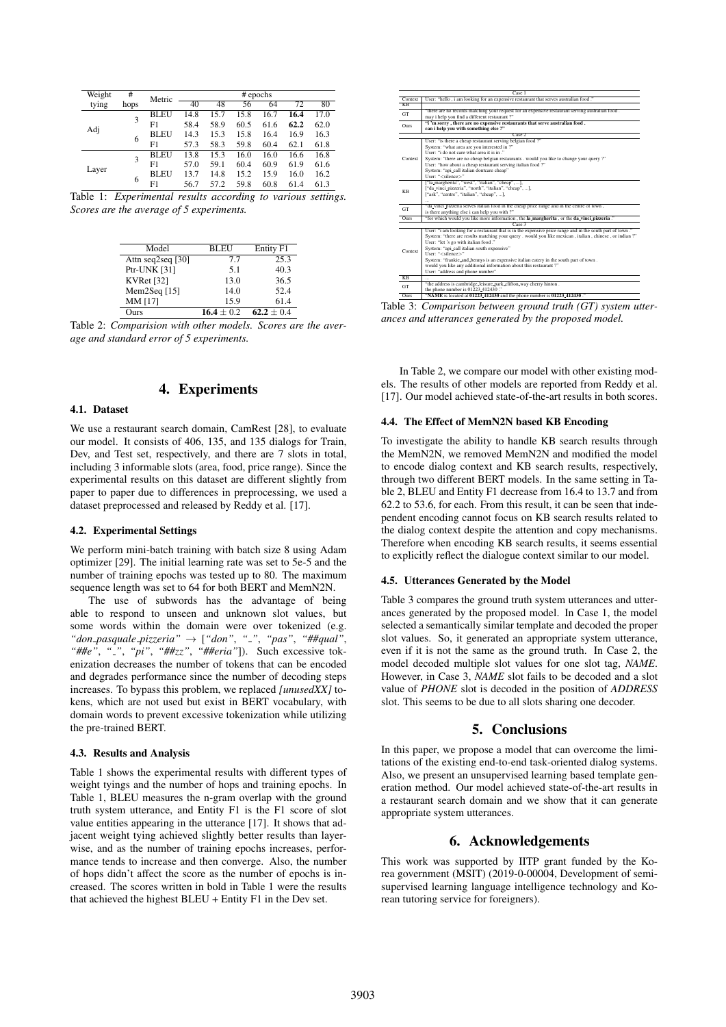| Weight tying | # hops | Metric | # epochs | | | | | |
|---|---|---|---|---|---|---|---|---|
| | | | 40 | 48 | 56 | 64 | 72 | 80 |
| Adj | 3 | BLEU | 14.8 | 15.7 | 15.8 | 16.7 | **16.4** | 17.0 |
| | | F1 | 58.4 | 58.9 | 60.5 | 61.6 | **62.2** | 62.0 |
| | 6 | BLEU | 14.3 | 15.3 | 15.8 | 16.4 | 16.9 | 16.3 |
| | | F1 | 57.3 | 58.3 | 59.8 | 60.4 | 62.1 | 61.8 |
| Layer | 3 | BLEU | 13.8 | 15.3 | 16.0 | 16.0 | 16.6 | 16.8 |
| | | F1 | 57.0 | 59.1 | 60.4 | 60.9 | 61.9 | 61.6 |
| | 6 | BLEU | 13.7 | 14.8 | 15.2 | 15.9 | 16.0 | 16.2 |
| | | F1 | 56.7 | 57.2 | 59.8 | 60.8 | 61.4 | 61.3 |

Table 1: *Experimental results according to various settings. Scores are the average of 5 experiments.*

| Model | BLEU | Entity F1 |
|---|---|---|
| Attn seq2seq [30] | 7.7 | 25.3 |
| Ptr-UNK [31] | 5.1 | 40.3 |
| KVRet [32] | 13.0 | 36.5 |
| Mem2Seq [15] | 14.0 | 52.4 |
| MM [17] | 15.9 | 61.4 |
| Ours | $\mathbf{16.4 \pm 0.2}$ | $\mathbf{62.2 \pm 0.4}$ |

Table 2: *Comparision with other models. Scores are the average and standard error of 5 experiments.*

## 4. Experiments

### 4.1. Dataset

We use a restaurant search domain, CamRest [28], to evaluate our model. It consists of 406, 135, and 135 dialogs for Train, Dev, and Test set, respectively, and there are 7 slots in total, including 3 informable slots (area, food, price range). Since the experimental results on this dataset are different slightly from paper to paper due to differences in preprocessing, we used a dataset preprocessed and released by Reddy et al. [17].

### 4.2. Experimental Settings

We perform mini-batch training with batch size 8 using Adam optimizer [29]. The initial learning rate was set to 5e-5 and the number of training epochs was tested up to 80. The maximum sequence length was set to 64 for both BERT and MemN2N.

The use of subwords has the advantage of being able to respond to unseen and unknown slot values, but some words within the domain were over tokenized (e.g. *"don_pasquale_pizzeria"* → [*"don"*, *"_"*, *"pas"*, *"##qual"*, *"##e"*, *"_"*, *"pi"*, *"##zz"*, *"##eria"*]). Such excessive tokenization decreases the number of tokens that can be encoded and degrades performance since the number of decoding steps increases. To bypass this problem, we replaced *[unusedXX]* tokens, which are not used but exist in BERT vocabulary, with domain words to prevent excessive tokenization while utilizing the pre-trained BERT.

### 4.3. Results and Analysis

Table 1 shows the experimental results with different types of weight tyings and the number of hops and training epochs. In Table 1, BLEU measures the n-gram overlap with the ground truth system utterance, and Entity F1 is the F1 score of slot value entities appearing in the utterance [17]. It shows that adjacent weight tying achieved slightly better results than layer-wise, and as the number of training epochs increases, performance tends to increase and then converge. Also, the number of hops didn't affect the score as the number of epochs is increased. The scores written in bold in Table 1 were the results that achieved the highest BLEU + Entity F1 in the Dev set.

| | Case 1 |
|---|---|
| Context | User: "hello , i am looking for an expensive restaurant that serves australian food ." |
| KB | |
| GT | "there are no records matching your request for an expensive restaurant serving australian food . may i help you find a different restaurant ?" |
| Ours | **"i 'm sorry , there are no expensive restaurants that serve australian food . can i help you with something else ?"** |
| | Case 2 |
| Context | User: "is there a cheap restaurant serving belgian food ?" System: "what area are you interested in ?" User: "i do not care what area it is in ." System: "there are no cheap belgian restaurants . would you like to change your query ?" User: "how about a cheap restaurant serving italian food ?" System: "api_call italian dontcare cheap" User: "<silence>" |
| KB | ["la_margherita", "west", "italian", "cheap", ...], ["da_vinci_pizzeria", "north", "italian", "cheap", ...], ["ask", "centre", "italian", "cheap", ...], |
| GT | "da_vinci_pizzeria serves italian food in the cheap price range and in the centre of town . is there anything else i can help you with ?" |
| Ours | "for which would you like more information , the **la_margherita** , or the **da_vinci_pizzeria** ." |
| | Case 3 |
| Context | User: "i am looking for a restaurant that is in the expensive price range and in the south part of town ." System: "there are results matching your query . would you like mexican , italian , chinese , or indian ?" User: "let 's go with italian food ." System: "api_call italian south expensive" User: "<silence>" System: "frankie_and_bennys is an expensive italian eatery in the south part of town . would you like any additional information about this restaurant ?" User: "address and phone number" |
| KB | |
| GT | "the address is cambridge_leisure_park_clifton_way cherry hinton . the phone number is 01223_412430 ." |
| Ours | "**NAME** is located at **01223_412430** and the phone number is **01223_412430** ." |

Table 3: *Comparison between ground truth (GT) system utterances and utterances generated by the proposed model.*

In Table 2, we compare our model with other existing models. The results of other models are reported from Reddy et al. [17]. Our model achieved state-of-the-art results in both scores.

### 4.4. The Effect of MemN2N based KB Encoding

To investigate the ability to handle KB search results through the MemN2N, we removed MemN2N and modified the model to encode dialog context and KB search results, respectively, through two different BERT models. In the same setting in Table 2, BLEU and Entity F1 decrease from 16.4 to 13.7 and from 62.2 to 53.6, for each. From this result, it can be seen that independent encoding cannot focus on KB search results related to the dialog context despite the attention and copy mechanisms. Therefore when encoding KB search results, it seems essential to explicitly reflect the dialogue context similar to our model.

### 4.5. Utterances Generated by the Model

Table 3 compares the ground truth system utterances and utterances generated by the proposed model. In Case 1, the model selected a semantically similar template and decoded the proper slot values. So, it generated an appropriate system utterance, even if it is not the same as the ground truth. In Case 2, the model decoded multiple slot values for one slot tag, *NAME*. However, in Case 3, *NAME* slot fails to be decoded and a slot value of *PHONE* slot is decoded in the position of *ADDRESS* slot. This seems to be due to all slots sharing one decoder.

## 5. Conclusions

In this paper, we propose a model that can overcome the limitations of the existing end-to-end task-oriented dialog systems. Also, we present an unsupervised learning based template generation method. Our model achieved state-of-the-art results in a restaurant search domain and we show that it can generate appropriate system utterances.

## 6. Acknowledgements

This work was supported by IITP grant funded by the Korea government (MSIT) (2019-0-00004, Development of semi-supervised learning language intelligence technology and Korean tutoring service for foreigners).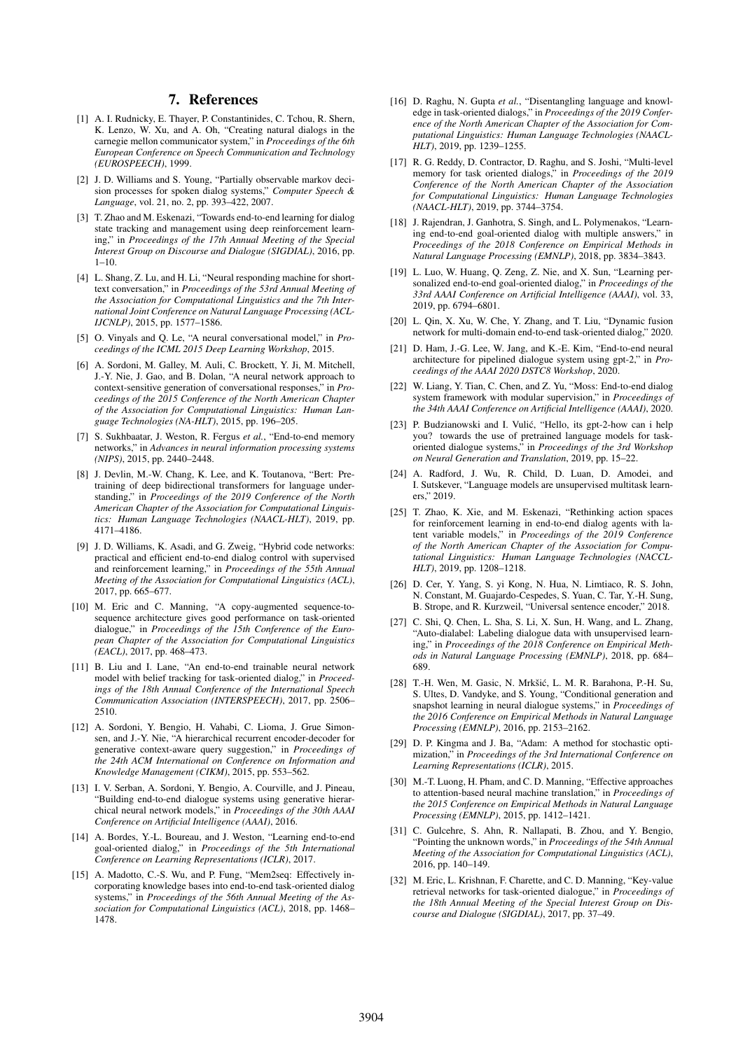## 7. References

[1] A. I. Rudnicky, E. Thayer, P. Constantinides, C. Tchou, R. Shern, K. Lenzo, W. Xu, and A. Oh, "Creating natural dialogs in the carnegie mellon communicator system," in *Proceedings of the 6th European Conference on Speech Communication and Technology (EUROSPEECH)*, 1999.

[2] J. D. Williams and S. Young, "Partially observable markov decision processes for spoken dialog systems," *Computer Speech & Language*, vol. 21, no. 2, pp. 393–422, 2007.

[3] T. Zhao and M. Eskenazi, "Towards end-to-end learning for dialog state tracking and management using deep reinforcement learning," in *Proceedings of the 17th Annual Meeting of the Special Interest Group on Discourse and Dialogue (SIGDIAL)*, 2016, pp. 1–10.

[4] L. Shang, Z. Lu, and H. Li, "Neural responding machine for short-text conversation," in *Proceedings of the 53rd Annual Meeting of the Association for Computational Linguistics and the 7th International Joint Conference on Natural Language Processing (ACL-IJCNLP)*, 2015, pp. 1577–1586.

[5] O. Vinyals and Q. Le, "A neural conversational model," in *Proceedings of the ICML 2015 Deep Learning Workshop*, 2015.

[6] A. Sordoni, M. Galley, M. Auli, C. Brockett, Y. Ji, M. Mitchell, J.-Y. Nie, J. Gao, and B. Dolan, "A neural network approach to context-sensitive generation of conversational responses," in *Proceedings of the 2015 Conference of the North American Chapter of the Association for Computational Linguistics: Human Language Technologies (NA-HLT)*, 2015, pp. 196–205.

[7] S. Sukhbaatar, J. Weston, R. Fergus *et al.*, "End-to-end memory networks," in *Advances in neural information processing systems (NIPS)*, 2015, pp. 2440–2448.

[8] J. Devlin, M.-W. Chang, K. Lee, and K. Toutanova, "Bert: Pre-training of deep bidirectional transformers for language understanding," in *Proceedings of the 2019 Conference of the North American Chapter of the Association for Computational Linguistics: Human Language Technologies (NAACL-HLT)*, 2019, pp. 4171–4186.

[9] J. D. Williams, K. Asadi, and G. Zweig, "Hybrid code networks: practical and efficient end-to-end dialog control with supervised and reinforcement learning," in *Proceedings of the 55th Annual Meeting of the Association for Computational Linguistics (ACL)*, 2017, pp. 665–677.

[10] M. Eric and C. Manning, "A copy-augmented sequence-to-sequence architecture gives good performance on task-oriented dialogue," in *Proceedings of the 15th Conference of the European Chapter of the Association for Computational Linguistics (EACL)*, 2017, pp. 468–473.

[11] B. Liu and I. Lane, "An end-to-end trainable neural network model with belief tracking for task-oriented dialog," in *Proceedings of the 18th Annual Conference of the International Speech Communication Association (INTERSPEECH)*, 2017, pp. 2506–2510.

[12] A. Sordoni, Y. Bengio, H. Vahabi, C. Lioma, J. Grue Simonsen, and J.-Y. Nie, "A hierarchical recurrent encoder-decoder for generative context-aware query suggestion," in *Proceedings of the 24th ACM International on Conference on Information and Knowledge Management (CIKM)*, 2015, pp. 553–562.

[13] I. V. Serban, A. Sordoni, Y. Bengio, A. Courville, and J. Pineau, "Building end-to-end dialogue systems using generative hierarchical neural network models," in *Proceedings of the 30th AAAI Conference on Artificial Intelligence (AAAI)*, 2016.

[14] A. Bordes, Y.-L. Boureau, and J. Weston, "Learning end-to-end goal-oriented dialog," in *Proceedings of the 5th International Conference on Learning Representations (ICLR)*, 2017.

[15] A. Madotto, C.-S. Wu, and P. Fung, "Mem2seq: Effectively incorporating knowledge bases into end-to-end task-oriented dialog systems," in *Proceedings of the 56th Annual Meeting of the Association for Computational Linguistics (ACL)*, 2018, pp. 1468–1478.

[16] D. Raghu, N. Gupta *et al.*, "Disentangling language and knowledge in task-oriented dialogs," in *Proceedings of the 2019 Conference of the North American Chapter of the Association for Computational Linguistics: Human Language Technologies (NAACL-HLT)*, 2019, pp. 1239–1255.

[17] R. G. Reddy, D. Contractor, D. Raghu, and S. Joshi, "Multi-level memory for task oriented dialogs," in *Proceedings of the 2019 Conference of the North American Chapter of the Association for Computational Linguistics: Human Language Technologies (NAACL-HLT)*, 2019, pp. 3744–3754.

[18] J. Rajendran, J. Ganhotra, S. Singh, and L. Polymenakos, "Learning end-to-end goal-oriented dialog with multiple answers," in *Proceedings of the 2018 Conference on Empirical Methods in Natural Language Processing (EMNLP)*, 2018, pp. 3834–3843.

[19] L. Luo, W. Huang, Q. Zeng, Z. Nie, and X. Sun, "Learning personalized end-to-end goal-oriented dialog," in *Proceedings of the 33rd AAAI Conference on Artificial Intelligence (AAAI)*, vol. 33, 2019, pp. 6794–6801.

[20] L. Qin, X. Xu, W. Che, Y. Zhang, and T. Liu, "Dynamic fusion network for multi-domain end-to-end task-oriented dialog," 2020.

[21] D. Ham, J.-G. Lee, W. Jang, and K.-E. Kim, "End-to-end neural architecture for dialogue system using gpt-2," in *Proceedings of the AAAI 2020 DSTC8 Workshop*, 2020.

[22] W. Liang, Y. Tian, C. Chen, and Z. Yu, "Moss: End-to-end dialog system framework with modular supervision," in *Proceedings of the 34th AAAI Conference on Artificial Intelligence (AAAI)*, 2020.

[23] P. Budzianowski and I. Vulić, "Hello, its gpt-2-how can i help you? towards the use of pretrained language models for task-oriented dialogue systems," in *Proceedings of the 3rd Workshop on Neural Generation and Translation*, 2019, pp. 15–22.

[24] A. Radford, J. Wu, R. Child, D. Luan, D. Amodei, and I. Sutskever, "Language models are unsupervised multitask learners," 2019.

[25] T. Zhao, K. Xie, and M. Eskenazi, "Rethinking action spaces for reinforcement learning in end-to-end dialog agents with latent variable models," in *Proceedings of the 2019 Conference of the North American Chapter of the Association for Computational Linguistics: Human Language Technologies (NACCL-HLT)*, 2019, pp. 1208–1218.

[26] D. Cer, Y. Yang, S. yi Kong, N. Hua, N. Limtiaco, R. S. John, N. Constant, M. Guajardo-Cespedes, S. Yuan, C. Tar, Y.-H. Sung, B. Strope, and R. Kurzweil, "Universal sentence encoder," 2018.

[27] C. Shi, Q. Chen, L. Sha, S. Li, X. Sun, H. Wang, and L. Zhang, "Auto-dialabel: Labeling dialogue data with unsupervised learning," in *Proceedings of the 2018 Conference on Empirical Methods in Natural Language Processing (EMNLP)*, 2018, pp. 684–689.

[28] T.-H. Wen, M. Gasic, N. Mrkšić, L. M. R. Barahona, P.-H. Su, S. Ultes, D. Vandyke, and S. Young, "Conditional generation and snapshot learning in neural dialogue systems," in *Proceedings of the 2016 Conference on Empirical Methods in Natural Language Processing (EMNLP)*, 2016, pp. 2153–2162.

[29] D. P. Kingma and J. Ba, "Adam: A method for stochastic optimization," in *Proceedings of the 3rd International Conference on Learning Representations (ICLR)*, 2015.

[30] M.-T. Luong, H. Pham, and C. D. Manning, "Effective approaches to attention-based neural machine translation," in *Proceedings of the 2015 Conference on Empirical Methods in Natural Language Processing (EMNLP)*, 2015, pp. 1412–1421.

[31] C. Gulcehre, S. Ahn, R. Nallapati, B. Zhou, and Y. Bengio, "Pointing the unknown words," in *Proceedings of the 54th Annual Meeting of the Association for Computational Linguistics (ACL)*, 2016, pp. 140–149.

[32] M. Eric, L. Krishnan, F. Charette, and C. D. Manning, "Key-value retrieval networks for task-oriented dialogue," in *Proceedings of the 18th Annual Meeting of the Special Interest Group on Discourse and Dialogue (SIGDIAL)*, 2017, pp. 37–49.